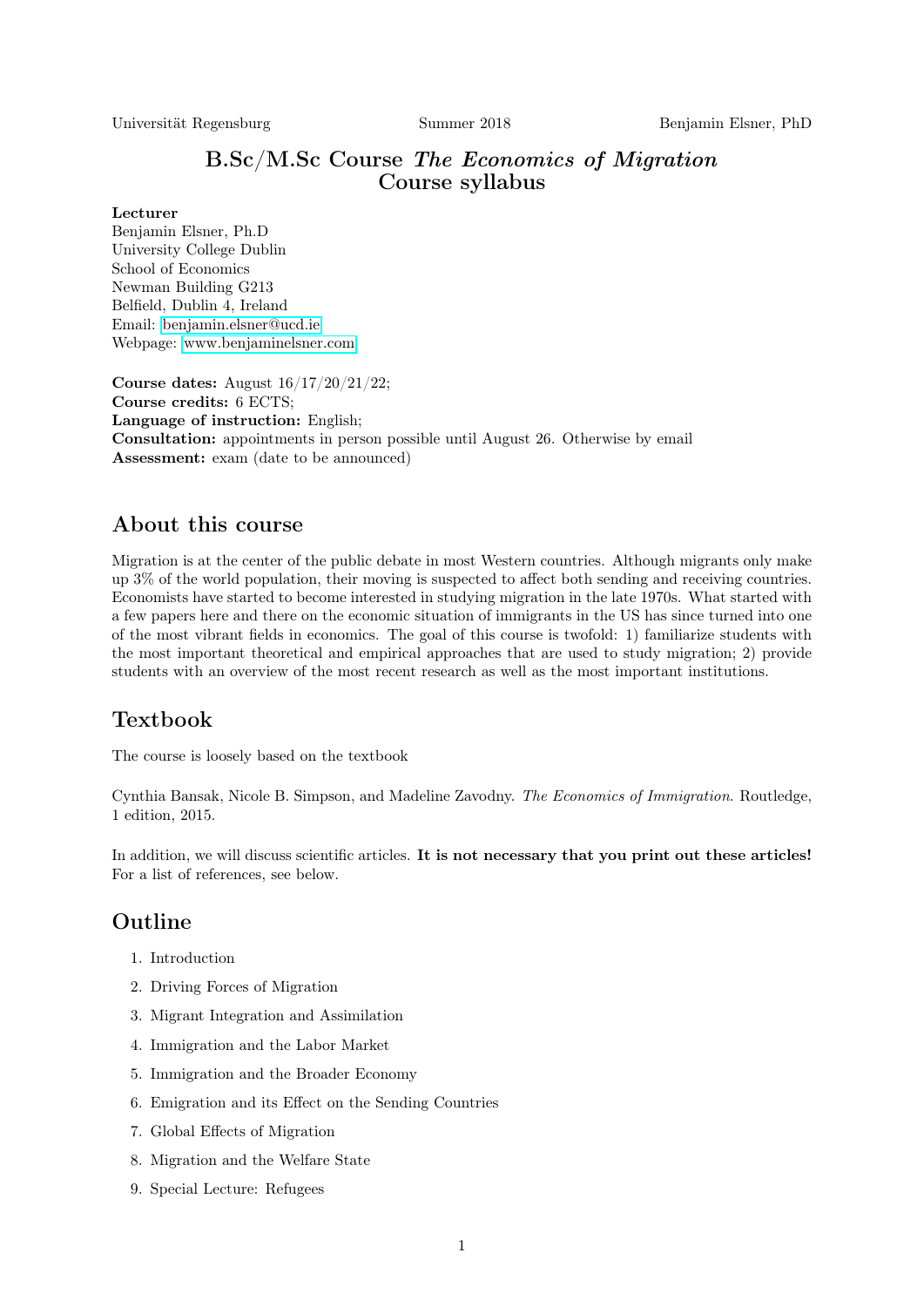Universität Regensburg | Summer 2018 | Benjamin Elsner, PhD

# B.Sc/M.Sc Course *The Economics of Migration*
# Course syllabus

**Lecturer**
Benjamin Elsner, Ph.D
University College Dublin
School of Economics
Newman Building G213
Belfield, Dublin 4, Ireland
Email: benjamin.elsner@ucd.ie
Webpage: www.benjaminelsner.com

**Course dates:** August 16/17/20/21/22;
**Course credits:** 6 ECTS;
**Language of instruction:** English;
**Consultation:** appointments in person possible until August 26. Otherwise by email
**Assessment:** exam (date to be announced)

## About this course

Migration is at the center of the public debate in most Western countries. Although migrants only make up 3% of the world population, their moving is suspected to affect both sending and receiving countries. Economists have started to become interested in studying migration in the late 1970s. What started with a few papers here and there on the economic situation of immigrants in the US has since turned into one of the most vibrant fields in economics. The goal of this course is twofold: 1) familiarize students with the most important theoretical and empirical approaches that are used to study migration; 2) provide students with an overview of the most recent research as well as the most important institutions.

## Textbook

The course is loosely based on the textbook

Cynthia Bansak, Nicole B. Simpson, and Madeline Zavodny. *The Economics of Immigration*. Routledge, 1 edition, 2015.

In addition, we will discuss scientific articles. **It is not necessary that you print out these articles!** For a list of references, see below.

## Outline

1. Introduction
2. Driving Forces of Migration
3. Migrant Integration and Assimilation
4. Immigration and the Labor Market
5. Immigration and the Broader Economy
6. Emigration and its Effect on the Sending Countries
7. Global Effects of Migration
8. Migration and the Welfare State
9. Special Lecture: Refugees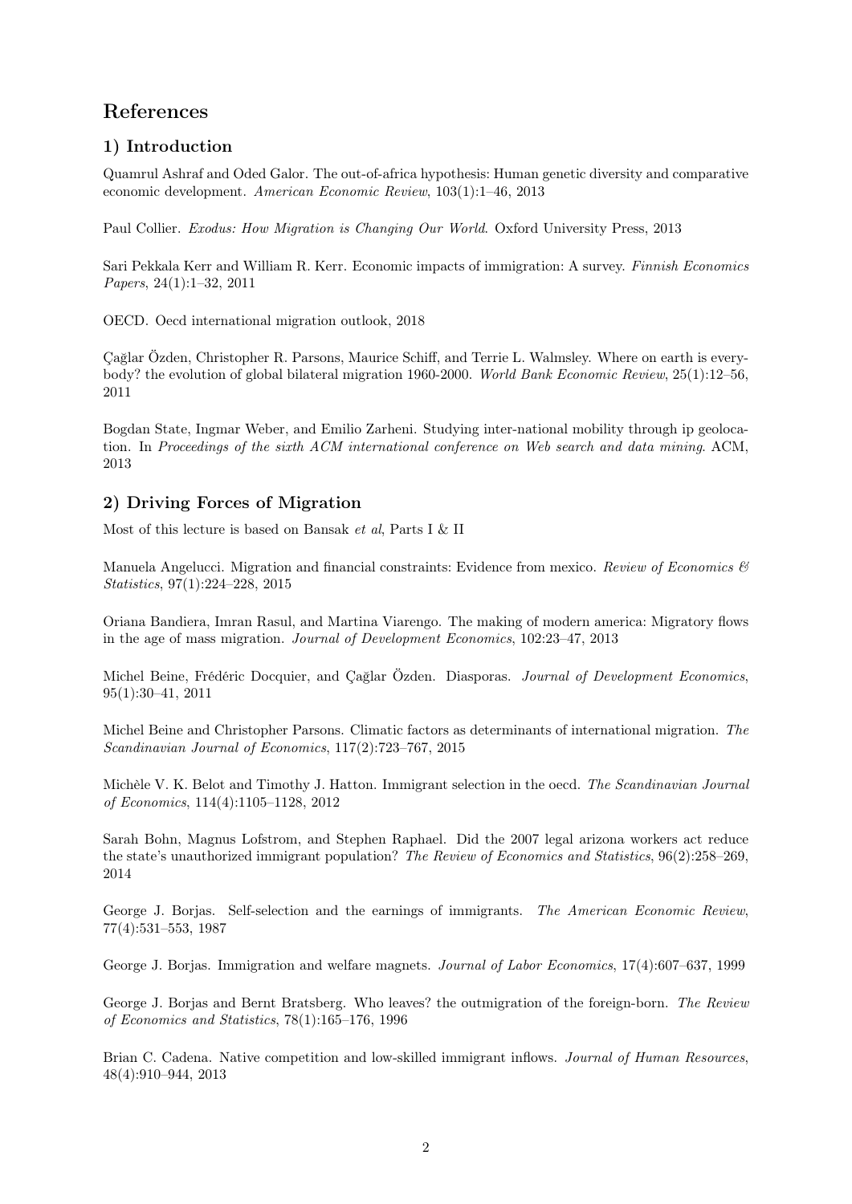# References

## 1) Introduction

Quamrul Ashraf and Oded Galor. The out-of-africa hypothesis: Human genetic diversity and comparative economic development. *American Economic Review*, 103(1):1–46, 2013

Paul Collier. *Exodus: How Migration is Changing Our World*. Oxford University Press, 2013

Sari Pekkala Kerr and William R. Kerr. Economic impacts of immigration: A survey. *Finnish Economics Papers*, 24(1):1–32, 2011

OECD. Oecd international migration outlook, 2018

Çağlar Özden, Christopher R. Parsons, Maurice Schiff, and Terrie L. Walmsley. Where on earth is everybody? the evolution of global bilateral migration 1960-2000. *World Bank Economic Review*, 25(1):12–56, 2011

Bogdan State, Ingmar Weber, and Emilio Zarheni. Studying inter-national mobility through ip geolocation. In *Proceedings of the sixth ACM international conference on Web search and data mining*. ACM, 2013

## 2) Driving Forces of Migration

Most of this lecture is based on Bansak *et al*, Parts I & II

Manuela Angelucci. Migration and financial constraints: Evidence from mexico. *Review of Economics & Statistics*, 97(1):224–228, 2015

Oriana Bandiera, Imran Rasul, and Martina Viarengo. The making of modern america: Migratory flows in the age of mass migration. *Journal of Development Economics*, 102:23–47, 2013

Michel Beine, Frédéric Docquier, and Çağlar Özden. Diasporas. *Journal of Development Economics*, 95(1):30–41, 2011

Michel Beine and Christopher Parsons. Climatic factors as determinants of international migration. *The Scandinavian Journal of Economics*, 117(2):723–767, 2015

Michèle V. K. Belot and Timothy J. Hatton. Immigrant selection in the oecd. *The Scandinavian Journal of Economics*, 114(4):1105–1128, 2012

Sarah Bohn, Magnus Lofstrom, and Stephen Raphael. Did the 2007 legal arizona workers act reduce the state's unauthorized immigrant population? *The Review of Economics and Statistics*, 96(2):258–269, 2014

George J. Borjas. Self-selection and the earnings of immigrants. *The American Economic Review*, 77(4):531–553, 1987

George J. Borjas. Immigration and welfare magnets. *Journal of Labor Economics*, 17(4):607–637, 1999

George J. Borjas and Bernt Bratsberg. Who leaves? the outmigration of the foreign-born. *The Review of Economics and Statistics*, 78(1):165–176, 1996

Brian C. Cadena. Native competition and low-skilled immigrant inflows. *Journal of Human Resources*, 48(4):910–944, 2013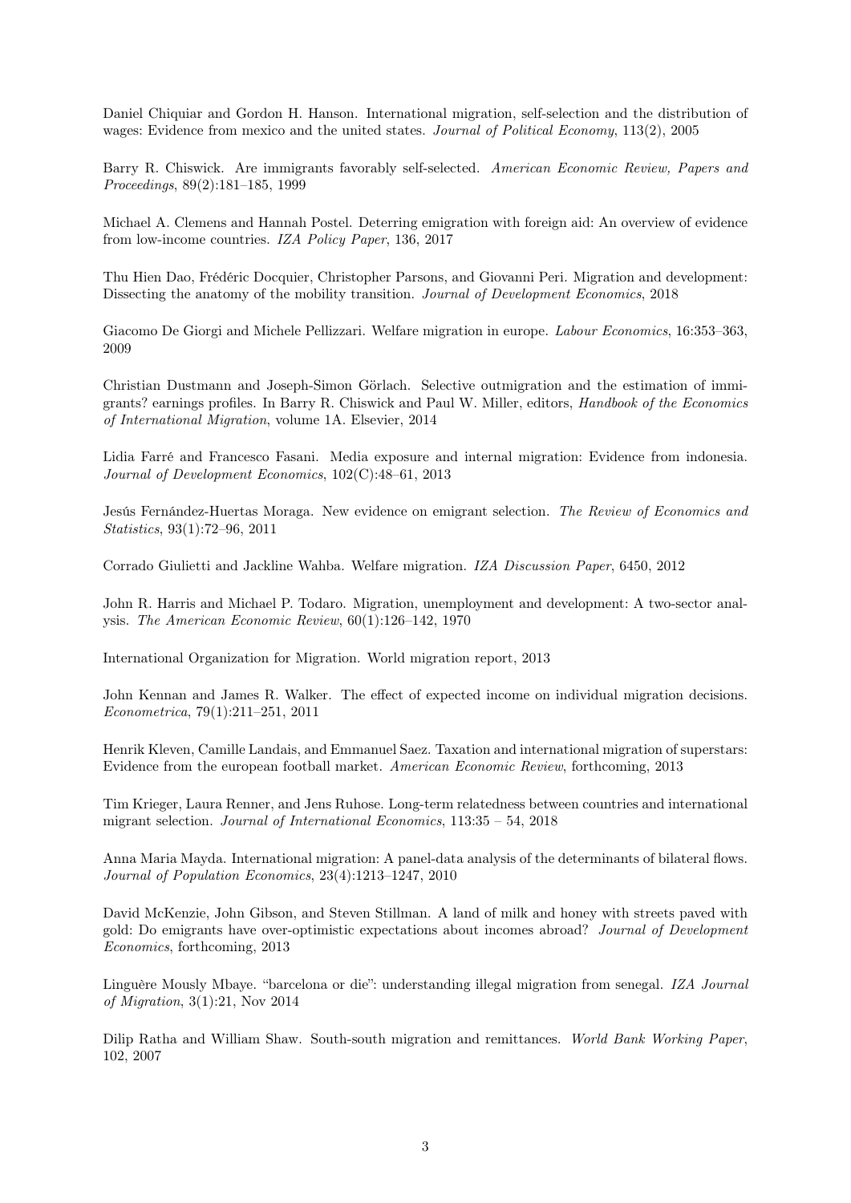Daniel Chiquiar and Gordon H. Hanson. International migration, self-selection and the distribution of wages: Evidence from mexico and the united states. *Journal of Political Economy*, 113(2), 2005

Barry R. Chiswick. Are immigrants favorably self-selected. *American Economic Review, Papers and Proceedings*, 89(2):181–185, 1999

Michael A. Clemens and Hannah Postel. Deterring emigration with foreign aid: An overview of evidence from low-income countries. *IZA Policy Paper*, 136, 2017

Thu Hien Dao, Frédéric Docquier, Christopher Parsons, and Giovanni Peri. Migration and development: Dissecting the anatomy of the mobility transition. *Journal of Development Economics*, 2018

Giacomo De Giorgi and Michele Pellizzari. Welfare migration in europe. *Labour Economics*, 16:353–363, 2009

Christian Dustmann and Joseph-Simon Görlach. Selective outmigration and the estimation of immigrants? earnings profiles. In Barry R. Chiswick and Paul W. Miller, editors, *Handbook of the Economics of International Migration*, volume 1A. Elsevier, 2014

Lidia Farré and Francesco Fasani. Media exposure and internal migration: Evidence from indonesia. *Journal of Development Economics*, 102(C):48–61, 2013

Jesús Fernández-Huertas Moraga. New evidence on emigrant selection. *The Review of Economics and Statistics*, 93(1):72–96, 2011

Corrado Giulietti and Jackline Wahba. Welfare migration. *IZA Discussion Paper*, 6450, 2012

John R. Harris and Michael P. Todaro. Migration, unemployment and development: A two-sector analysis. *The American Economic Review*, 60(1):126–142, 1970

International Organization for Migration. World migration report, 2013

John Kennan and James R. Walker. The effect of expected income on individual migration decisions. *Econometrica*, 79(1):211–251, 2011

Henrik Kleven, Camille Landais, and Emmanuel Saez. Taxation and international migration of superstars: Evidence from the european football market. *American Economic Review*, forthcoming, 2013

Tim Krieger, Laura Renner, and Jens Ruhose. Long-term relatedness between countries and international migrant selection. *Journal of International Economics*, 113:35 – 54, 2018

Anna Maria Mayda. International migration: A panel-data analysis of the determinants of bilateral flows. *Journal of Population Economics*, 23(4):1213–1247, 2010

David McKenzie, John Gibson, and Steven Stillman. A land of milk and honey with streets paved with gold: Do emigrants have over-optimistic expectations about incomes abroad? *Journal of Development Economics*, forthcoming, 2013

Linguère Mously Mbaye. "barcelona or die": understanding illegal migration from senegal. *IZA Journal of Migration*, 3(1):21, Nov 2014

Dilip Ratha and William Shaw. South-south migration and remittances. *World Bank Working Paper*, 102, 2007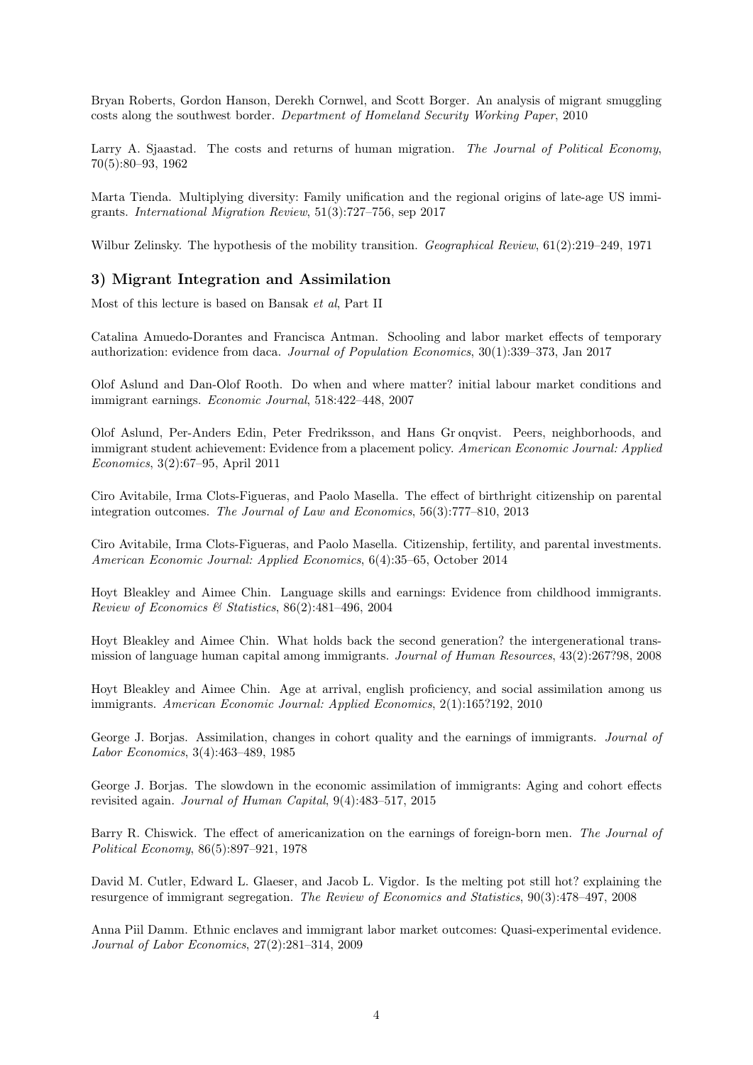Bryan Roberts, Gordon Hanson, Derekh Cornwel, and Scott Borger. An analysis of migrant smuggling costs along the southwest border. *Department of Homeland Security Working Paper*, 2010

Larry A. Sjaastad. The costs and returns of human migration. *The Journal of Political Economy*, 70(5):80–93, 1962

Marta Tienda. Multiplying diversity: Family unification and the regional origins of late-age US immigrants. *International Migration Review*, 51(3):727–756, sep 2017

Wilbur Zelinsky. The hypothesis of the mobility transition. *Geographical Review*, 61(2):219–249, 1971

### 3) Migrant Integration and Assimilation

Most of this lecture is based on Bansak *et al*, Part II

Catalina Amuedo-Dorantes and Francisca Antman. Schooling and labor market effects of temporary authorization: evidence from daca. *Journal of Population Economics*, 30(1):339–373, Jan 2017

Olof Aslund and Dan-Olof Rooth. Do when and where matter? initial labour market conditions and immigrant earnings. *Economic Journal*, 518:422–448, 2007

Olof Aslund, Per-Anders Edin, Peter Fredriksson, and Hans Gr onqvist. Peers, neighborhoods, and immigrant student achievement: Evidence from a placement policy. *American Economic Journal: Applied Economics*, 3(2):67–95, April 2011

Ciro Avitabile, Irma Clots-Figueras, and Paolo Masella. The effect of birthright citizenship on parental integration outcomes. *The Journal of Law and Economics*, 56(3):777–810, 2013

Ciro Avitabile, Irma Clots-Figueras, and Paolo Masella. Citizenship, fertility, and parental investments. *American Economic Journal: Applied Economics*, 6(4):35–65, October 2014

Hoyt Bleakley and Aimee Chin. Language skills and earnings: Evidence from childhood immigrants. *Review of Economics & Statistics*, 86(2):481–496, 2004

Hoyt Bleakley and Aimee Chin. What holds back the second generation? the intergenerational transmission of language human capital among immigrants. *Journal of Human Resources*, 43(2):267?98, 2008

Hoyt Bleakley and Aimee Chin. Age at arrival, english proficiency, and social assimilation among us immigrants. *American Economic Journal: Applied Economics*, 2(1):165?192, 2010

George J. Borjas. Assimilation, changes in cohort quality and the earnings of immigrants. *Journal of Labor Economics*, 3(4):463–489, 1985

George J. Borjas. The slowdown in the economic assimilation of immigrants: Aging and cohort effects revisited again. *Journal of Human Capital*, 9(4):483–517, 2015

Barry R. Chiswick. The effect of americanization on the earnings of foreign-born men. *The Journal of Political Economy*, 86(5):897–921, 1978

David M. Cutler, Edward L. Glaeser, and Jacob L. Vigdor. Is the melting pot still hot? explaining the resurgence of immigrant segregation. *The Review of Economics and Statistics*, 90(3):478–497, 2008

Anna Piil Damm. Ethnic enclaves and immigrant labor market outcomes: Quasi-experimental evidence. *Journal of Labor Economics*, 27(2):281–314, 2009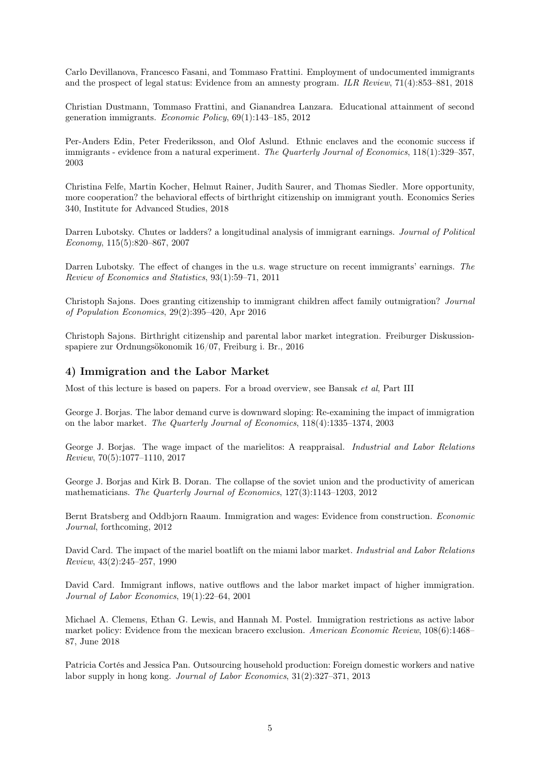Carlo Devillanova, Francesco Fasani, and Tommaso Frattini. Employment of undocumented immigrants and the prospect of legal status: Evidence from an amnesty program. *ILR Review*, 71(4):853–881, 2018

Christian Dustmann, Tommaso Frattini, and Gianandrea Lanzara. Educational attainment of second generation immigrants. *Economic Policy*, 69(1):143–185, 2012

Per-Anders Edin, Peter Frederiksson, and Olof Aslund. Ethnic enclaves and the economic success if immigrants - evidence from a natural experiment. *The Quarterly Journal of Economics*, 118(1):329–357, 2003

Christina Felfe, Martin Kocher, Helmut Rainer, Judith Saurer, and Thomas Siedler. More opportunity, more cooperation? the behavioral effects of birthright citizenship on immigrant youth. Economics Series 340, Institute for Advanced Studies, 2018

Darren Lubotsky. Chutes or ladders? a longitudinal analysis of immigrant earnings. *Journal of Political Economy*, 115(5):820–867, 2007

Darren Lubotsky. The effect of changes in the u.s. wage structure on recent immigrants' earnings. *The Review of Economics and Statistics*, 93(1):59–71, 2011

Christoph Sajons. Does granting citizenship to immigrant children affect family outmigration? *Journal of Population Economics*, 29(2):395–420, Apr 2016

Christoph Sajons. Birthright citizenship and parental labor market integration. Freiburger Diskussionspapiere zur Ordnungsökonomik 16/07, Freiburg i. Br., 2016

### 4) Immigration and the Labor Market

Most of this lecture is based on papers. For a broad overview, see Bansak *et al*, Part III

George J. Borjas. The labor demand curve is downward sloping: Re-examining the impact of immigration on the labor market. *The Quarterly Journal of Economics*, 118(4):1335–1374, 2003

George J. Borjas. The wage impact of the marielitos: A reappraisal. *Industrial and Labor Relations Review*, 70(5):1077–1110, 2017

George J. Borjas and Kirk B. Doran. The collapse of the soviet union and the productivity of american mathematicians. *The Quarterly Journal of Economics*, 127(3):1143–1203, 2012

Bernt Bratsberg and Oddbjorn Raaum. Immigration and wages: Evidence from construction. *Economic Journal*, forthcoming, 2012

David Card. The impact of the mariel boatlift on the miami labor market. *Industrial and Labor Relations Review*, 43(2):245–257, 1990

David Card. Immigrant inflows, native outflows and the labor market impact of higher immigration. *Journal of Labor Economics*, 19(1):22–64, 2001

Michael A. Clemens, Ethan G. Lewis, and Hannah M. Postel. Immigration restrictions as active labor market policy: Evidence from the mexican bracero exclusion. *American Economic Review*, 108(6):1468–87, June 2018

Patricia Cortés and Jessica Pan. Outsourcing household production: Foreign domestic workers and native labor supply in hong kong. *Journal of Labor Economics*, 31(2):327–371, 2013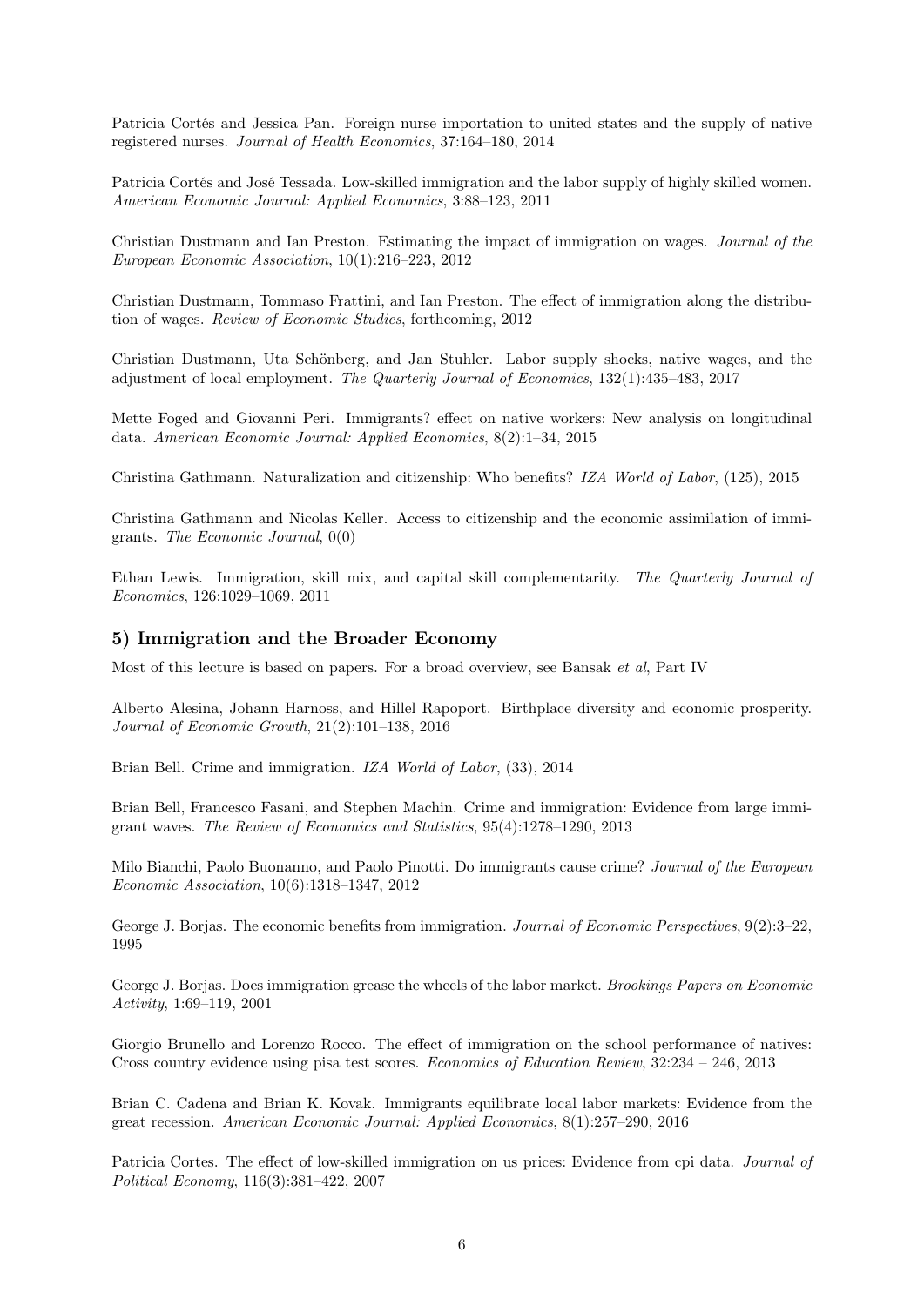Patricia Cortés and Jessica Pan. Foreign nurse importation to united states and the supply of native registered nurses. *Journal of Health Economics*, 37:164–180, 2014

Patricia Cortés and José Tessada. Low-skilled immigration and the labor supply of highly skilled women. *American Economic Journal: Applied Economics*, 3:88–123, 2011

Christian Dustmann and Ian Preston. Estimating the impact of immigration on wages. *Journal of the European Economic Association*, 10(1):216–223, 2012

Christian Dustmann, Tommaso Frattini, and Ian Preston. The effect of immigration along the distribution of wages. *Review of Economic Studies*, forthcoming, 2012

Christian Dustmann, Uta Schönberg, and Jan Stuhler. Labor supply shocks, native wages, and the adjustment of local employment. *The Quarterly Journal of Economics*, 132(1):435–483, 2017

Mette Foged and Giovanni Peri. Immigrants? effect on native workers: New analysis on longitudinal data. *American Economic Journal: Applied Economics*, 8(2):1–34, 2015

Christina Gathmann. Naturalization and citizenship: Who benefits? *IZA World of Labor*, (125), 2015

Christina Gathmann and Nicolas Keller. Access to citizenship and the economic assimilation of immigrants. *The Economic Journal*, 0(0)

Ethan Lewis. Immigration, skill mix, and capital skill complementarity. *The Quarterly Journal of Economics*, 126:1029–1069, 2011

### 5) Immigration and the Broader Economy

Most of this lecture is based on papers. For a broad overview, see Bansak *et al*, Part IV

Alberto Alesina, Johann Harnoss, and Hillel Rapoport. Birthplace diversity and economic prosperity. *Journal of Economic Growth*, 21(2):101–138, 2016

Brian Bell. Crime and immigration. *IZA World of Labor*, (33), 2014

Brian Bell, Francesco Fasani, and Stephen Machin. Crime and immigration: Evidence from large immigrant waves. *The Review of Economics and Statistics*, 95(4):1278–1290, 2013

Milo Bianchi, Paolo Buonanno, and Paolo Pinotti. Do immigrants cause crime? *Journal of the European Economic Association*, 10(6):1318–1347, 2012

George J. Borjas. The economic benefits from immigration. *Journal of Economic Perspectives*, 9(2):3–22, 1995

George J. Borjas. Does immigration grease the wheels of the labor market. *Brookings Papers on Economic Activity*, 1:69–119, 2001

Giorgio Brunello and Lorenzo Rocco. The effect of immigration on the school performance of natives: Cross country evidence using pisa test scores. *Economics of Education Review*, 32:234 – 246, 2013

Brian C. Cadena and Brian K. Kovak. Immigrants equilibrate local labor markets: Evidence from the great recession. *American Economic Journal: Applied Economics*, 8(1):257–290, 2016

Patricia Cortes. The effect of low-skilled immigration on us prices: Evidence from cpi data. *Journal of Political Economy*, 116(3):381–422, 2007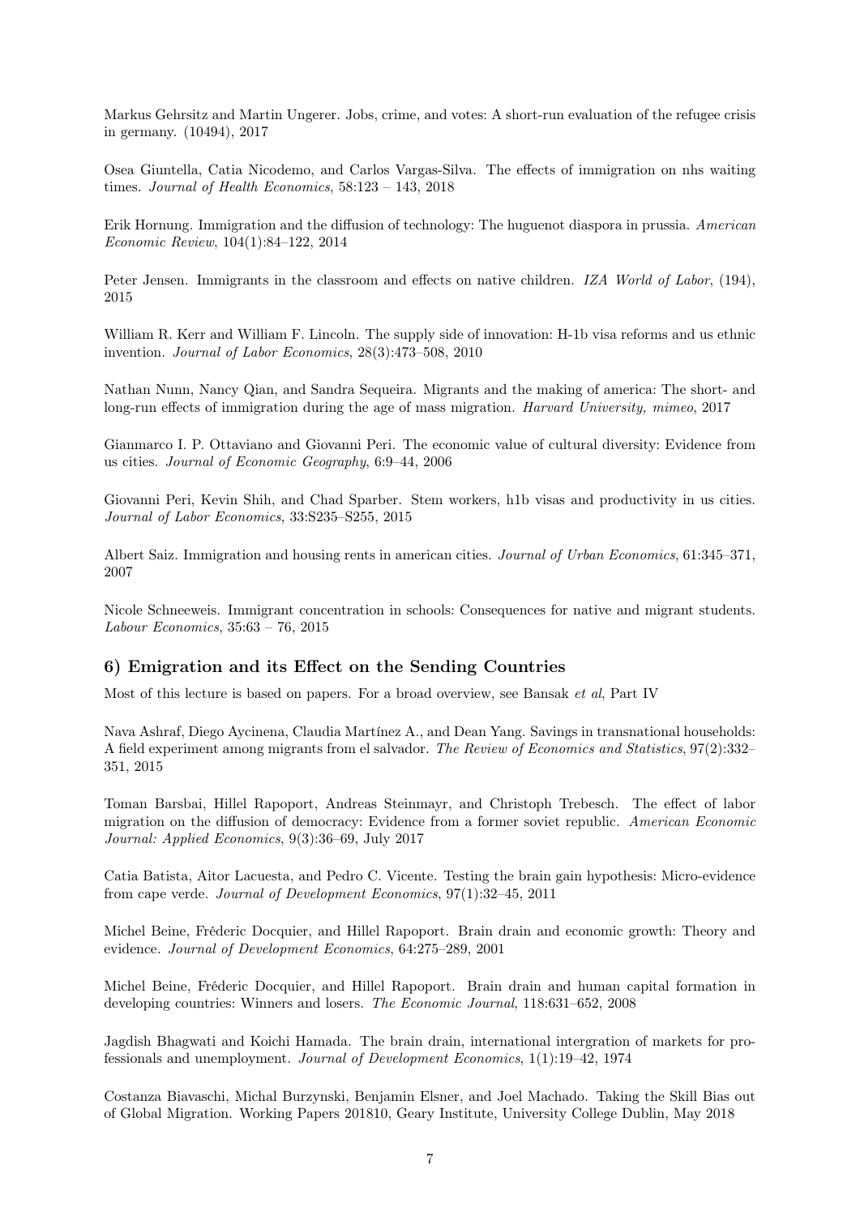Markus Gehrsitz and Martin Ungerer. Jobs, crime, and votes: A short-run evaluation of the refugee crisis in germany. (10494), 2017

Osea Giuntella, Catia Nicodemo, and Carlos Vargas-Silva. The effects of immigration on nhs waiting times. *Journal of Health Economics*, 58:123 – 143, 2018

Erik Hornung. Immigration and the diffusion of technology: The huguenot diaspora in prussia. *American Economic Review*, 104(1):84–122, 2014

Peter Jensen. Immigrants in the classroom and effects on native children. *IZA World of Labor*, (194), 2015

William R. Kerr and William F. Lincoln. The supply side of innovation: H-1b visa reforms and us ethnic invention. *Journal of Labor Economics*, 28(3):473–508, 2010

Nathan Nunn, Nancy Qian, and Sandra Sequeira. Migrants and the making of america: The short- and long-run effects of immigration during the age of mass migration. *Harvard University, mimeo*, 2017

Gianmarco I. P. Ottaviano and Giovanni Peri. The economic value of cultural diversity: Evidence from us cities. *Journal of Economic Geography*, 6:9–44, 2006

Giovanni Peri, Kevin Shih, and Chad Sparber. Stem workers, h1b visas and productivity in us cities. *Journal of Labor Economics*, 33:S235–S255, 2015

Albert Saiz. Immigration and housing rents in american cities. *Journal of Urban Economics*, 61:345–371, 2007

Nicole Schneeweis. Immigrant concentration in schools: Consequences for native and migrant students. *Labour Economics*, 35:63 – 76, 2015

### 6) Emigration and its Effect on the Sending Countries

Most of this lecture is based on papers. For a broad overview, see Bansak *et al*, Part IV

Nava Ashraf, Diego Aycinena, Claudia Martínez A., and Dean Yang. Savings in transnational households: A field experiment among migrants from el salvador. *The Review of Economics and Statistics*, 97(2):332–351, 2015

Toman Barsbai, Hillel Rapoport, Andreas Steinmayr, and Christoph Trebesch. The effect of labor migration on the diffusion of democracy: Evidence from a former soviet republic. *American Economic Journal: Applied Economics*, 9(3):36–69, July 2017

Catia Batista, Aitor Lacuesta, and Pedro C. Vicente. Testing the brain gain hypothesis: Micro-evidence from cape verde. *Journal of Development Economics*, 97(1):32–45, 2011

Michel Beine, Fréderic Docquier, and Hillel Rapoport. Brain drain and economic growth: Theory and evidence. *Journal of Development Economics*, 64:275–289, 2001

Michel Beine, Fréderic Docquier, and Hillel Rapoport. Brain drain and human capital formation in developing countries: Winners and losers. *The Economic Journal*, 118:631–652, 2008

Jagdish Bhagwati and Koichi Hamada. The brain drain, international intergration of markets for professionals and unemployment. *Journal of Development Economics*, 1(1):19–42, 1974

Costanza Biavaschi, Michal Burzynski, Benjamin Elsner, and Joel Machado. Taking the Skill Bias out of Global Migration. Working Papers 201810, Geary Institute, University College Dublin, May 2018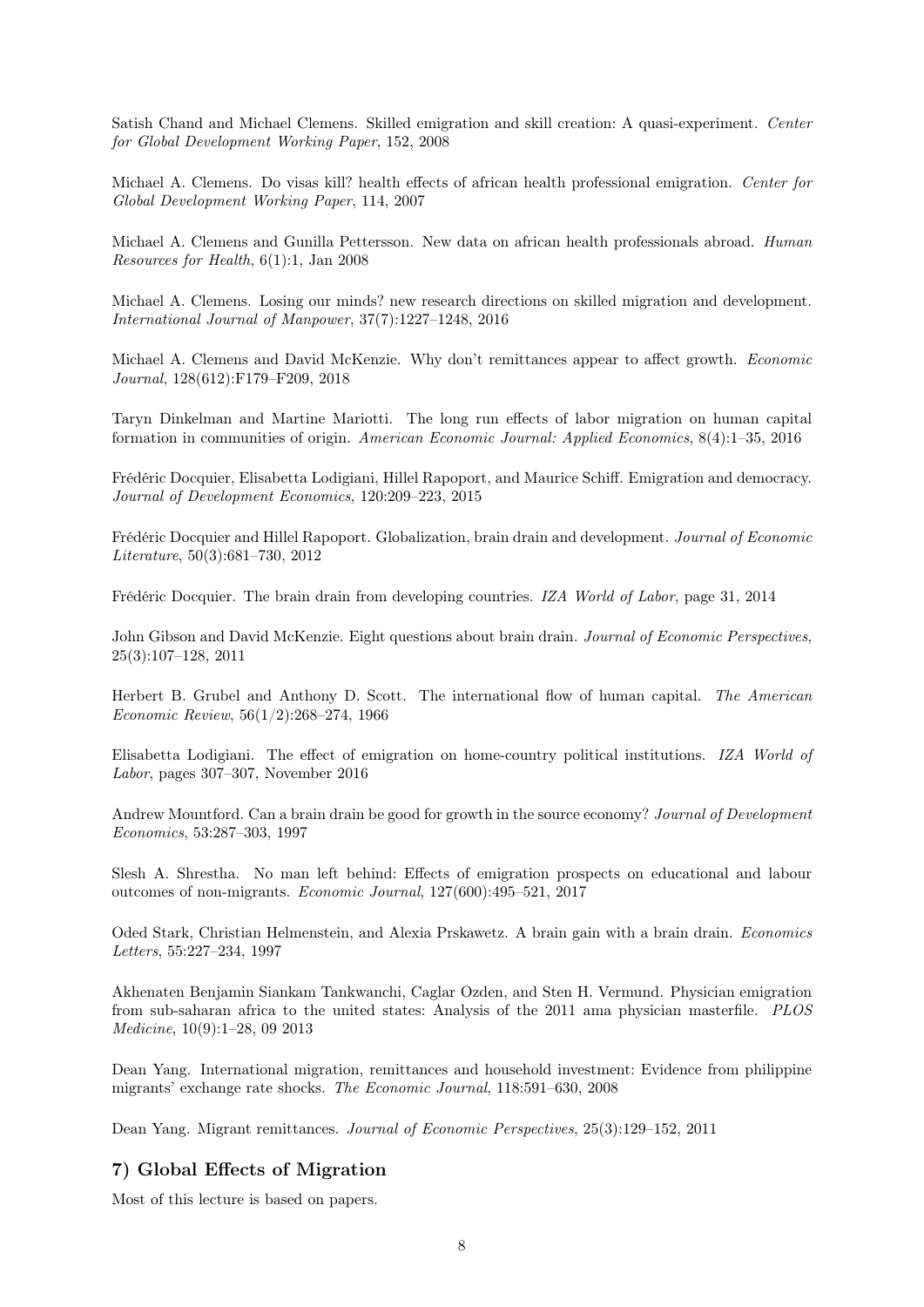Satish Chand and Michael Clemens. Skilled emigration and skill creation: A quasi-experiment. *Center for Global Development Working Paper*, 152, 2008

Michael A. Clemens. Do visas kill? health effects of african health professional emigration. *Center for Global Development Working Paper*, 114, 2007

Michael A. Clemens and Gunilla Pettersson. New data on african health professionals abroad. *Human Resources for Health*, 6(1):1, Jan 2008

Michael A. Clemens. Losing our minds? new research directions on skilled migration and development. *International Journal of Manpower*, 37(7):1227–1248, 2016

Michael A. Clemens and David McKenzie. Why don't remittances appear to affect growth. *Economic Journal*, 128(612):F179–F209, 2018

Taryn Dinkelman and Martine Mariotti. The long run effects of labor migration on human capital formation in communities of origin. *American Economic Journal: Applied Economics*, 8(4):1–35, 2016

Frédéric Docquier, Elisabetta Lodigiani, Hillel Rapoport, and Maurice Schiff. Emigration and democracy. *Journal of Development Economics*, 120:209–223, 2015

Frédéric Docquier and Hillel Rapoport. Globalization, brain drain and development. *Journal of Economic Literature*, 50(3):681–730, 2012

Frédéric Docquier. The brain drain from developing countries. *IZA World of Labor*, page 31, 2014

John Gibson and David McKenzie. Eight questions about brain drain. *Journal of Economic Perspectives*, 25(3):107–128, 2011

Herbert B. Grubel and Anthony D. Scott. The international flow of human capital. *The American Economic Review*, 56(1/2):268–274, 1966

Elisabetta Lodigiani. The effect of emigration on home-country political institutions. *IZA World of Labor*, pages 307–307, November 2016

Andrew Mountford. Can a brain drain be good for growth in the source economy? *Journal of Development Economics*, 53:287–303, 1997

Slesh A. Shrestha. No man left behind: Effects of emigration prospects on educational and labour outcomes of non-migrants. *Economic Journal*, 127(600):495–521, 2017

Oded Stark, Christian Helmenstein, and Alexia Prskawetz. A brain gain with a brain drain. *Economics Letters*, 55:227–234, 1997

Akhenaten Benjamin Siankam Tankwanchi, Caglar Ozden, and Sten H. Vermund. Physician emigration from sub-saharan africa to the united states: Analysis of the 2011 ama physician masterfile. *PLOS Medicine*, 10(9):1–28, 09 2013

Dean Yang. International migration, remittances and household investment: Evidence from philippine migrants' exchange rate shocks. *The Economic Journal*, 118:591–630, 2008

Dean Yang. Migrant remittances. *Journal of Economic Perspectives*, 25(3):129–152, 2011

## 7) Global Effects of Migration

Most of this lecture is based on papers.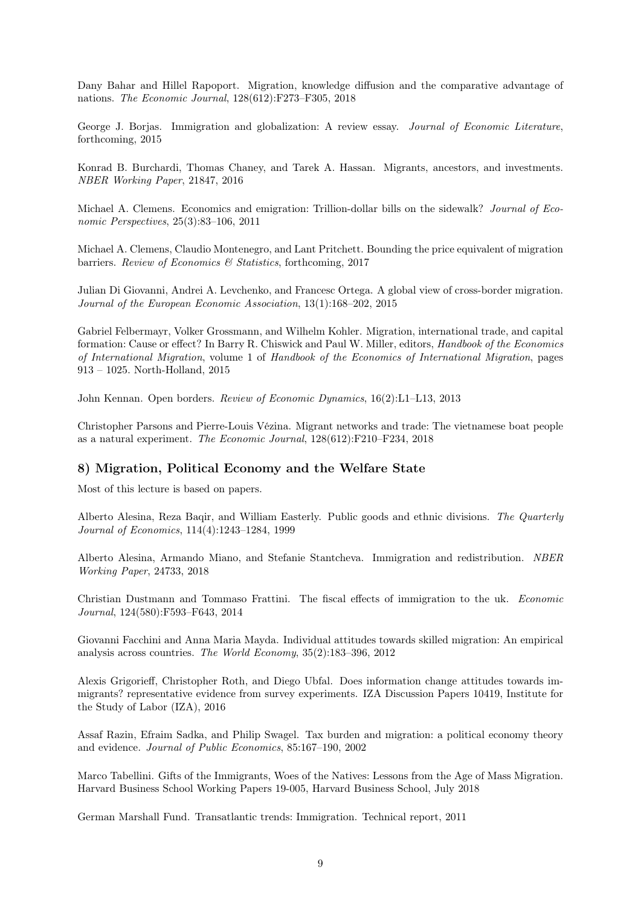Dany Bahar and Hillel Rapoport. Migration, knowledge diffusion and the comparative advantage of nations. *The Economic Journal*, 128(612):F273–F305, 2018

George J. Borjas. Immigration and globalization: A review essay. *Journal of Economic Literature*, forthcoming, 2015

Konrad B. Burchardi, Thomas Chaney, and Tarek A. Hassan. Migrants, ancestors, and investments. *NBER Working Paper*, 21847, 2016

Michael A. Clemens. Economics and emigration: Trillion-dollar bills on the sidewalk? *Journal of Economic Perspectives*, 25(3):83–106, 2011

Michael A. Clemens, Claudio Montenegro, and Lant Pritchett. Bounding the price equivalent of migration barriers. *Review of Economics & Statistics*, forthcoming, 2017

Julian Di Giovanni, Andrei A. Levchenko, and Francesc Ortega. A global view of cross-border migration. *Journal of the European Economic Association*, 13(1):168–202, 2015

Gabriel Felbermayr, Volker Grossmann, and Wilhelm Kohler. Migration, international trade, and capital formation: Cause or effect? In Barry R. Chiswick and Paul W. Miller, editors, *Handbook of the Economics of International Migration*, volume 1 of *Handbook of the Economics of International Migration*, pages 913 – 1025. North-Holland, 2015

John Kennan. Open borders. *Review of Economic Dynamics*, 16(2):L1–L13, 2013

Christopher Parsons and Pierre-Louis Vézina. Migrant networks and trade: The vietnamese boat people as a natural experiment. *The Economic Journal*, 128(612):F210–F234, 2018

## 8) Migration, Political Economy and the Welfare State

Most of this lecture is based on papers.

Alberto Alesina, Reza Baqir, and William Easterly. Public goods and ethnic divisions. *The Quarterly Journal of Economics*, 114(4):1243–1284, 1999

Alberto Alesina, Armando Miano, and Stefanie Stantcheva. Immigration and redistribution. *NBER Working Paper*, 24733, 2018

Christian Dustmann and Tommaso Frattini. The fiscal effects of immigration to the uk. *Economic Journal*, 124(580):F593–F643, 2014

Giovanni Facchini and Anna Maria Mayda. Individual attitudes towards skilled migration: An empirical analysis across countries. *The World Economy*, 35(2):183–396, 2012

Alexis Grigorieff, Christopher Roth, and Diego Ubfal. Does information change attitudes towards immigrants? representative evidence from survey experiments. IZA Discussion Papers 10419, Institute for the Study of Labor (IZA), 2016

Assaf Razin, Efraim Sadka, and Philip Swagel. Tax burden and migration: a political economy theory and evidence. *Journal of Public Economics*, 85:167–190, 2002

Marco Tabellini. Gifts of the Immigrants, Woes of the Natives: Lessons from the Age of Mass Migration. Harvard Business School Working Papers 19-005, Harvard Business School, July 2018

German Marshall Fund. Transatlantic trends: Immigration. Technical report, 2011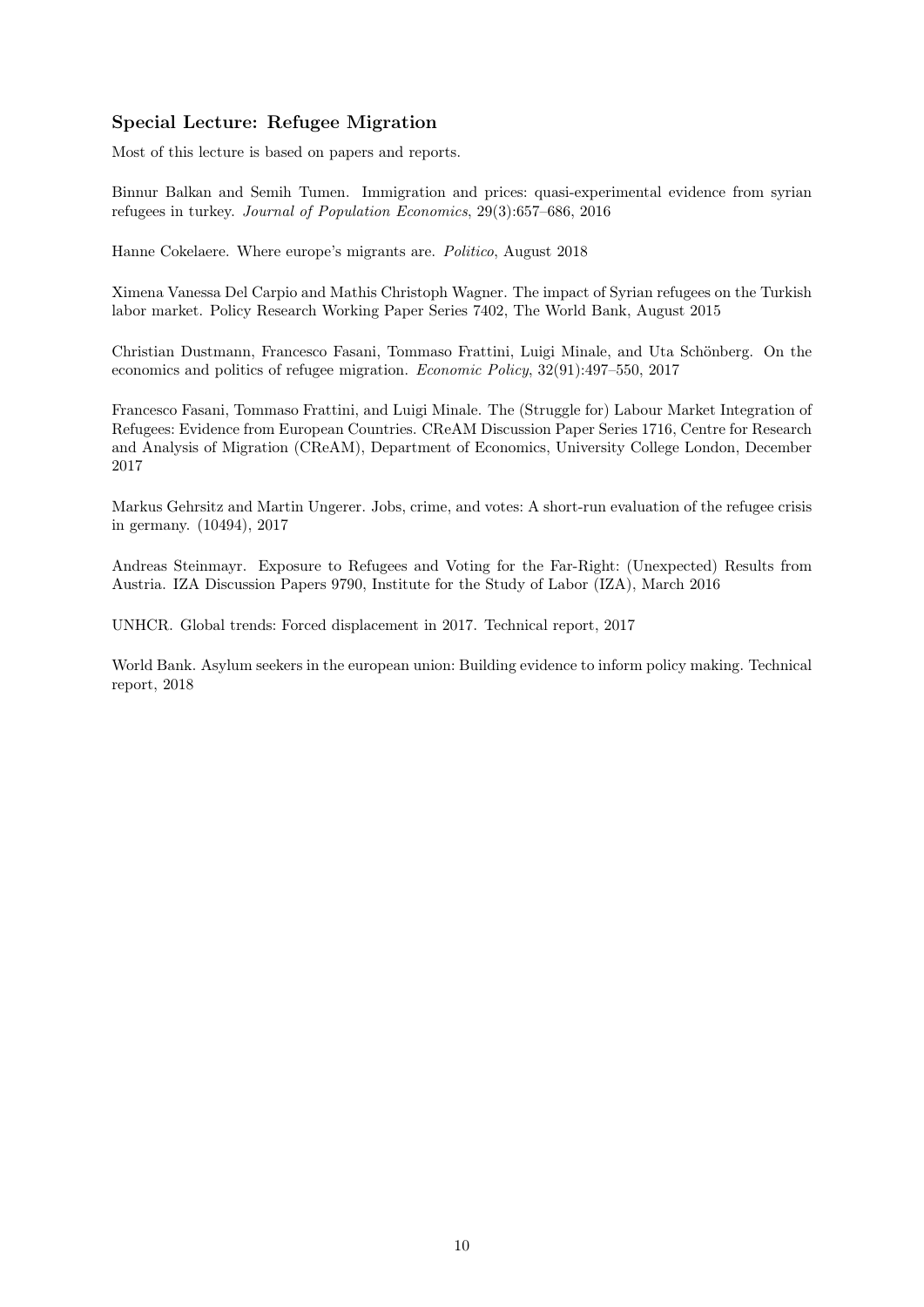### Special Lecture: Refugee Migration

Most of this lecture is based on papers and reports.

Binnur Balkan and Semih Tumen. Immigration and prices: quasi-experimental evidence from syrian refugees in turkey. *Journal of Population Economics*, 29(3):657–686, 2016

Hanne Cokelaere. Where europe's migrants are. *Politico*, August 2018

Ximena Vanessa Del Carpio and Mathis Christoph Wagner. The impact of Syrian refugees on the Turkish labor market. Policy Research Working Paper Series 7402, The World Bank, August 2015

Christian Dustmann, Francesco Fasani, Tommaso Frattini, Luigi Minale, and Uta Schönberg. On the economics and politics of refugee migration. *Economic Policy*, 32(91):497–550, 2017

Francesco Fasani, Tommaso Frattini, and Luigi Minale. The (Struggle for) Labour Market Integration of Refugees: Evidence from European Countries. CReAM Discussion Paper Series 1716, Centre for Research and Analysis of Migration (CReAM), Department of Economics, University College London, December 2017

Markus Gehrsitz and Martin Ungerer. Jobs, crime, and votes: A short-run evaluation of the refugee crisis in germany. (10494), 2017

Andreas Steinmayr. Exposure to Refugees and Voting for the Far-Right: (Unexpected) Results from Austria. IZA Discussion Papers 9790, Institute for the Study of Labor (IZA), March 2016

UNHCR. Global trends: Forced displacement in 2017. Technical report, 2017

World Bank. Asylum seekers in the european union: Building evidence to inform policy making. Technical report, 2018